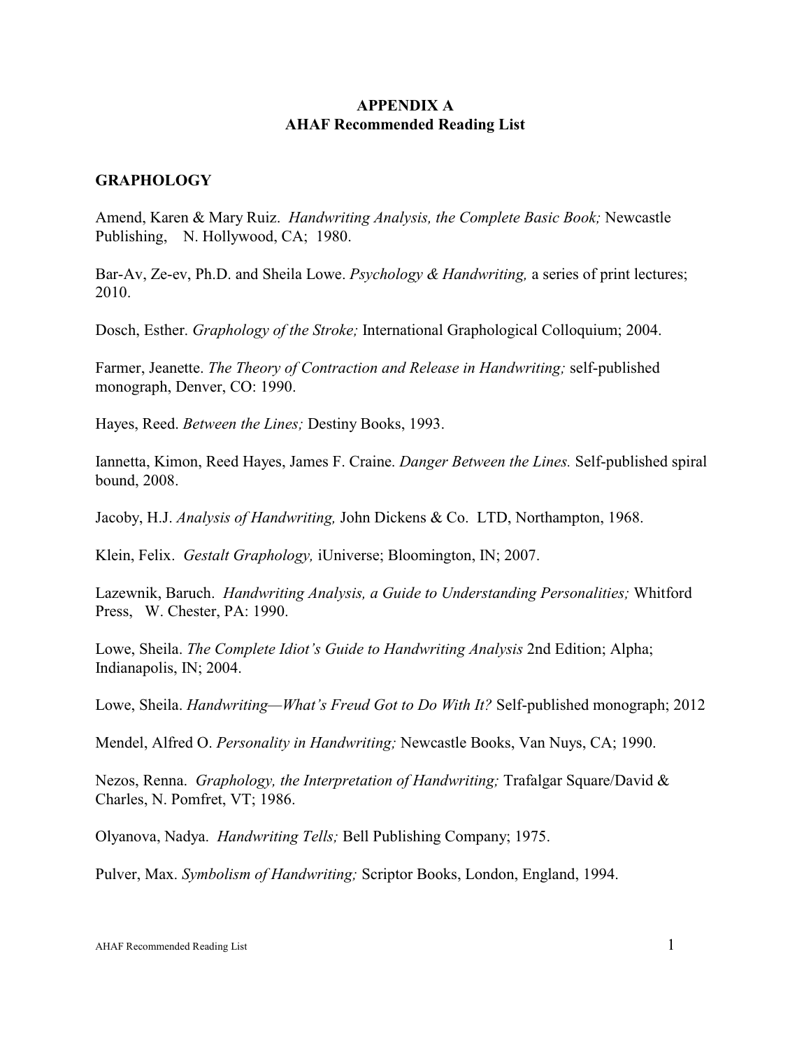# APPENDIX A
# AHAF Recommended Reading List

## GRAPHOLOGY

Amend, Karen & Mary Ruiz. *Handwriting Analysis, the Complete Basic Book;* Newcastle Publishing, N. Hollywood, CA; 1980.

Bar-Av, Ze-ev, Ph.D. and Sheila Lowe. *Psychology & Handwriting,* a series of print lectures; 2010.

Dosch, Esther. *Graphology of the Stroke;* International Graphological Colloquium; 2004.

Farmer, Jeanette. *The Theory of Contraction and Release in Handwriting;* self-published monograph, Denver, CO: 1990.

Hayes, Reed. *Between the Lines;* Destiny Books, 1993.

Iannetta, Kimon, Reed Hayes, James F. Craine. *Danger Between the Lines.* Self-published spiral bound, 2008.

Jacoby, H.J. *Analysis of Handwriting,* John Dickens & Co. LTD, Northampton, 1968.

Klein, Felix. *Gestalt Graphology,* iUniverse; Bloomington, IN; 2007.

Lazewnik, Baruch. *Handwriting Analysis, a Guide to Understanding Personalities;* Whitford Press, W. Chester, PA: 1990.

Lowe, Sheila. *The Complete Idiot's Guide to Handwriting Analysis* 2nd Edition; Alpha; Indianapolis, IN; 2004.

Lowe, Sheila. *Handwriting—What's Freud Got to Do With It?* Self-published monograph; 2012

Mendel, Alfred O. *Personality in Handwriting;* Newcastle Books, Van Nuys, CA; 1990.

Nezos, Renna. *Graphology, the Interpretation of Handwriting;* Trafalgar Square/David & Charles, N. Pomfret, VT; 1986.

Olyanova, Nadya. *Handwriting Tells;* Bell Publishing Company; 1975.

Pulver, Max. *Symbolism of Handwriting;* Scriptor Books, London, England, 1994.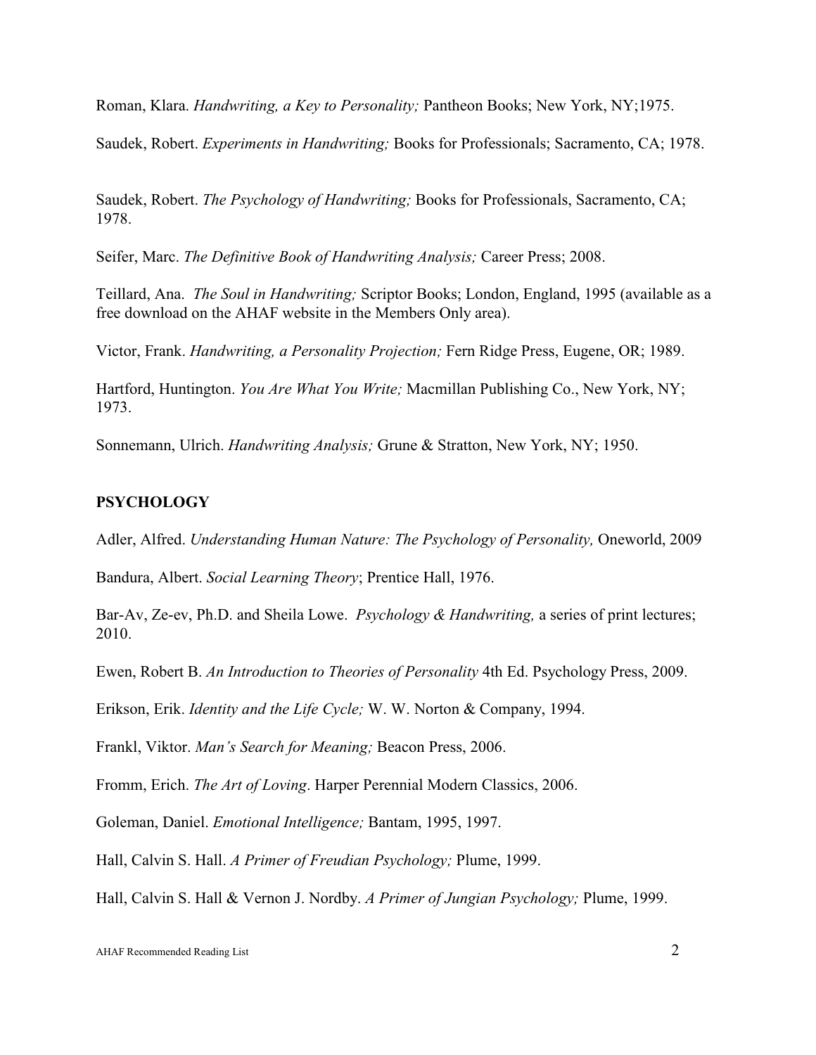Roman, Klara. *Handwriting, a Key to Personality;* Pantheon Books; New York, NY;1975.

Saudek, Robert. *Experiments in Handwriting;* Books for Professionals; Sacramento, CA; 1978.

Saudek, Robert. *The Psychology of Handwriting;* Books for Professionals, Sacramento, CA; 1978.

Seifer, Marc. *The Definitive Book of Handwriting Analysis;* Career Press; 2008.

Teillard, Ana. *The Soul in Handwriting;* Scriptor Books; London, England, 1995 (available as a free download on the AHAF website in the Members Only area).

Victor, Frank. *Handwriting, a Personality Projection;* Fern Ridge Press, Eugene, OR; 1989.

Hartford, Huntington. *You Are What You Write;* Macmillan Publishing Co., New York, NY; 1973.

Sonnemann, Ulrich. *Handwriting Analysis;* Grune & Stratton, New York, NY; 1950.

## PSYCHOLOGY

Adler, Alfred. *Understanding Human Nature: The Psychology of Personality,* Oneworld, 2009

Bandura, Albert. *Social Learning Theory*; Prentice Hall, 1976.

Bar-Av, Ze-ev, Ph.D. and Sheila Lowe. *Psychology & Handwriting,* a series of print lectures; 2010.

Ewen, Robert B. *An Introduction to Theories of Personality* 4th Ed. Psychology Press, 2009.

Erikson, Erik. *Identity and the Life Cycle;* W. W. Norton & Company, 1994.

Frankl, Viktor. *Man's Search for Meaning;* Beacon Press, 2006.

Fromm, Erich. *The Art of Loving*. Harper Perennial Modern Classics, 2006.

Goleman, Daniel. *Emotional Intelligence;* Bantam, 1995, 1997.

Hall, Calvin S. Hall. *A Primer of Freudian Psychology;* Plume, 1999.

Hall, Calvin S. Hall & Vernon J. Nordby. *A Primer of Jungian Psychology;* Plume, 1999.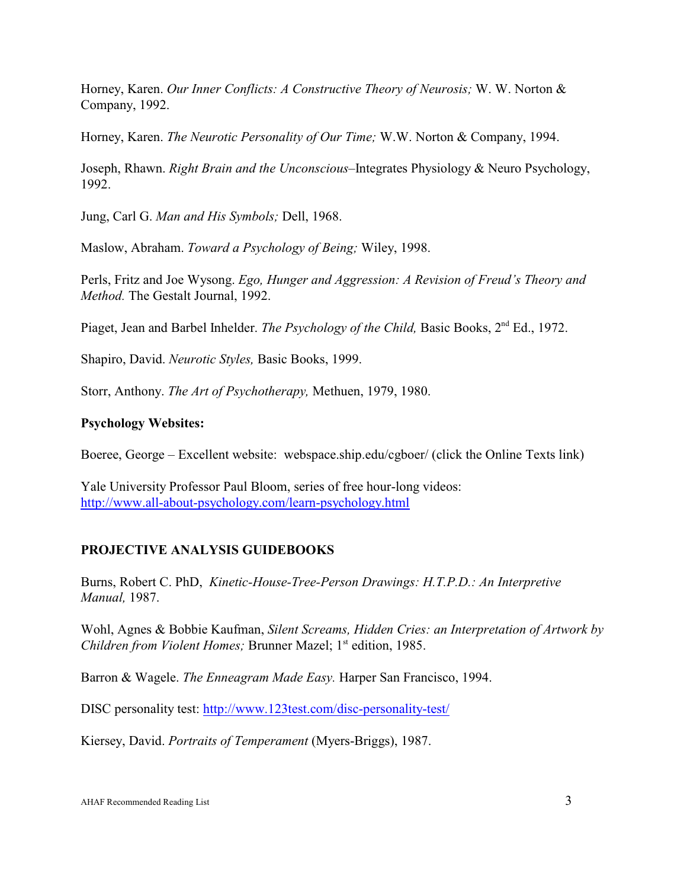Horney, Karen. *Our Inner Conflicts: A Constructive Theory of Neurosis;* W. W. Norton & Company, 1992.

Horney, Karen. *The Neurotic Personality of Our Time;* W.W. Norton & Company, 1994.

Joseph, Rhawn. *Right Brain and the Unconscious*–Integrates Physiology & Neuro Psychology, 1992.

Jung, Carl G. *Man and His Symbols;* Dell, 1968.

Maslow, Abraham. *Toward a Psychology of Being;* Wiley, 1998.

Perls, Fritz and Joe Wysong. *Ego, Hunger and Aggression: A Revision of Freud's Theory and Method.* The Gestalt Journal, 1992.

Piaget, Jean and Barbel Inhelder. *The Psychology of the Child,* Basic Books, 2nd Ed., 1972.

Shapiro, David. *Neurotic Styles,* Basic Books, 1999.

Storr, Anthony. *The Art of Psychotherapy,* Methuen, 1979, 1980.

**Psychology Websites:**

Boeree, George – Excellent website: webspace.ship.edu/cgboer/ (click the Online Texts link)

Yale University Professor Paul Bloom, series of free hour-long videos: http://www.all-about-psychology.com/learn-psychology.html

## PROJECTIVE ANALYSIS GUIDEBOOKS

Burns, Robert C. PhD, *Kinetic-House-Tree-Person Drawings: H.T.P.D.: An Interpretive Manual,* 1987.

Wohl, Agnes & Bobbie Kaufman, *Silent Screams, Hidden Cries: an Interpretation of Artwork by Children from Violent Homes;* Brunner Mazel; 1st edition, 1985.

Barron & Wagele. *The Enneagram Made Easy.* Harper San Francisco, 1994.

DISC personality test: http://www.123test.com/disc-personality-test/

Kiersey, David. *Portraits of Temperament* (Myers-Briggs), 1987.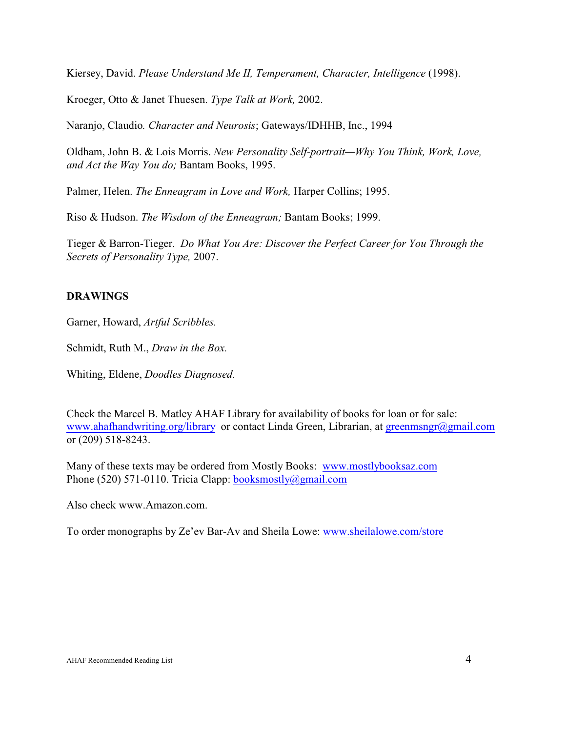Kiersey, David. *Please Understand Me II, Temperament, Character, Intelligence* (1998).

Kroeger, Otto & Janet Thuesen. *Type Talk at Work,* 2002.

Naranjo, Claudio*. Character and Neurosis*; Gateways/IDHHB, Inc., 1994

Oldham, John B. & Lois Morris. *New Personality Self-portrait—Why You Think, Work, Love, and Act the Way You do;* Bantam Books, 1995.

Palmer, Helen. *The Enneagram in Love and Work,* Harper Collins; 1995.

Riso & Hudson. *The Wisdom of the Enneagram;* Bantam Books; 1999.

Tieger & Barron-Tieger. *Do What You Are: Discover the Perfect Career for You Through the Secrets of Personality Type,* 2007.

**DRAWINGS**

Garner, Howard, *Artful Scribbles.*

Schmidt, Ruth M., *Draw in the Box.*

Whiting, Eldene, *Doodles Diagnosed.*

Check the Marcel B. Matley AHAF Library for availability of books for loan or for sale: www.ahafhandwriting.org/library or contact Linda Green, Librarian, at greenmsngr@gmail.com or (209) 518-8243.

Many of these texts may be ordered from Mostly Books: www.mostlybooksaz.com Phone (520) 571-0110. Tricia Clapp: booksmostly@gmail.com

Also check www.Amazon.com.

To order monographs by Ze'ev Bar-Av and Sheila Lowe: www.sheilalowe.com/store